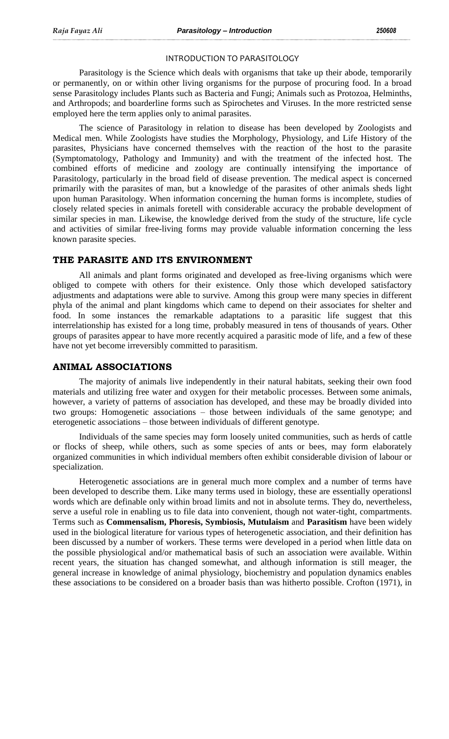# INTRODUCTION TO PARASITOLOGY

Parasitology is the Science which deals with organisms that take up their abode, temporarily or permanently, on or within other living organisms for the purpose of procuring food. In a broad sense Parasitology includes Plants such as Bacteria and Fungi; Animals such as Protozoa, Helminths, and Arthropods; and boarderline forms such as Spirochetes and Viruses. In the more restricted sense employed here the term applies only to animal parasites.

The science of Parasitology in relation to disease has been developed by Zoologists and Medical men. While Zoologists have studies the Morphology, Physiology, and Life History of the parasites, Physicians have concerned themselves with the reaction of the host to the parasite (Symptomatology, Pathology and Immunity) and with the treatment of the infected host. The combined efforts of medicine and zoology are continually intensifying the importance of Parasitology, particularly in the broad field of disease prevention. The medical aspect is concerned primarily with the parasites of man, but a knowledge of the parasites of other animals sheds light upon human Parasitology. When information concerning the human forms is incomplete, studies of closely related species in animals foretell with considerable accuracy the probable development of similar species in man. Likewise, the knowledge derived from the study of the structure, life cycle and activities of similar free-living forms may provide valuable information concerning the less known parasite species.

## THE PARASITE AND ITS ENVIRONMENT

All animals and plant forms originated and developed as free-living organisms which were obliged to compete with others for their existence. Only those which developed satisfactory adjustments and adaptations were able to survive. Among this group were many species in different phyla of the animal and plant kingdoms which came to depend on their associates for shelter and food. In some instances the remarkable adaptations to a parasitic life suggest that this interrelationship has existed for a long time, probably measured in tens of thousands of years. Other groups of parasites appear to have more recently acquired a parasitic mode of life, and a few of these have not yet become irreversibly committed to parasitism.

## ANIMAL ASSOCIATIONS

The majority of animals live independently in their natural habitats, seeking their own food materials and utilizing free water and oxygen for their metabolic processes. Between some animals, however, a variety of patterns of association has developed, and these may be broadly divided into two groups: Homogenetic associations – those between individuals of the same genotype; and eterogenetic associations – those between individuals of different genotype.

Individuals of the same species may form loosely united communities, such as herds of cattle or flocks of sheep, while others, such as some species of ants or bees, may form elaborately organized communities in which individual members often exhibit considerable division of labour or specialization.

Heterogenetic associations are in general much more complex and a number of terms have been developed to describe them. Like many terms used in biology, these are essentially operationsl words which are definable only within broad limits and not in absolute terms. They do, nevertheless, serve a useful role in enabling us to file data into convenient, though not water-tight, compartments. Terms such as **Commensalism, Phoresis, Symbiosis, Mutulaism** and **Parasitism** have been widely used in the biological literature for various types of heterogenetic association, and their definition has been discussed by a number of workers. These terms were developed in a period when little data on the possible physiological and/or mathematical basis of such an association were available. Within recent years, the situation has changed somewhat, and although information is still meager, the general increase in knowledge of animal physiology, biochemistry and population dynamics enables these associations to be considered on a broader basis than was hitherto possible. Crofton (1971), in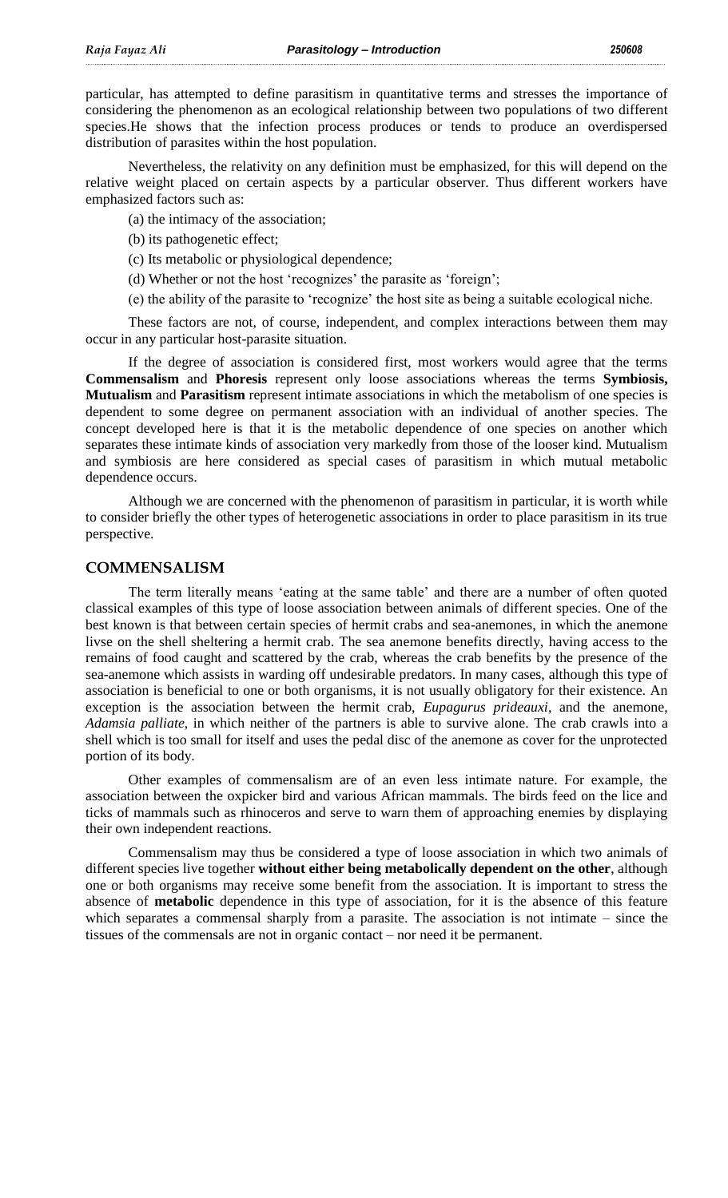particular, has attempted to define parasitism in quantitative terms and stresses the importance of considering the phenomenon as an ecological relationship between two populations of two different species.He shows that the infection process produces or tends to produce an overdispersed distribution of parasites within the host population.

Nevertheless, the relativity on any definition must be emphasized, for this will depend on the relative weight placed on certain aspects by a particular observer. Thus different workers have emphasized factors such as:

(a) the intimacy of the association;

(b) its pathogenetic effect;

(c) Its metabolic or physiological dependence;

(d) Whether or not the host 'recognizes' the parasite as 'foreign';

(e) the ability of the parasite to 'recognize' the host site as being a suitable ecological niche.

These factors are not, of course, independent, and complex interactions between them may occur in any particular host-parasite situation.

If the degree of association is considered first, most workers would agree that the terms **Commensalism** and **Phoresis** represent only loose associations whereas the terms **Symbiosis, Mutualism** and **Parasitism** represent intimate associations in which the metabolism of one species is dependent to some degree on permanent association with an individual of another species. The concept developed here is that it is the metabolic dependence of one species on another which separates these intimate kinds of association very markedly from those of the looser kind. Mutualism and symbiosis are here considered as special cases of parasitism in which mutual metabolic dependence occurs.

Although we are concerned with the phenomenon of parasitism in particular, it is worth while to consider briefly the other types of heterogenetic associations in order to place parasitism in its true perspective.

## COMMENSALISM

The term literally means 'eating at the same table' and there are a number of often quoted classical examples of this type of loose association between animals of different species. One of the best known is that between certain species of hermit crabs and sea-anemones, in which the anemone livse on the shell sheltering a hermit crab. The sea anemone benefits directly, having access to the remains of food caught and scattered by the crab, whereas the crab benefits by the presence of the sea-anemone which assists in warding off undesirable predators. In many cases, although this type of association is beneficial to one or both organisms, it is not usually obligatory for their existence. An exception is the association between the hermit crab, *Eupagurus prideauxi*, and the anemone, *Adamsia palliate*, in which neither of the partners is able to survive alone. The crab crawls into a shell which is too small for itself and uses the pedal disc of the anemone as cover for the unprotected portion of its body.

Other examples of commensalism are of an even less intimate nature. For example, the association between the oxpicker bird and various African mammals. The birds feed on the lice and ticks of mammals such as rhinoceros and serve to warn them of approaching enemies by displaying their own independent reactions.

Commensalism may thus be considered a type of loose association in which two animals of different species live together **without either being metabolically dependent on the other**, although one or both organisms may receive some benefit from the association. It is important to stress the absence of **metabolic** dependence in this type of association, for it is the absence of this feature which separates a commensal sharply from a parasite. The association is not intimate – since the tissues of the commensals are not in organic contact – nor need it be permanent.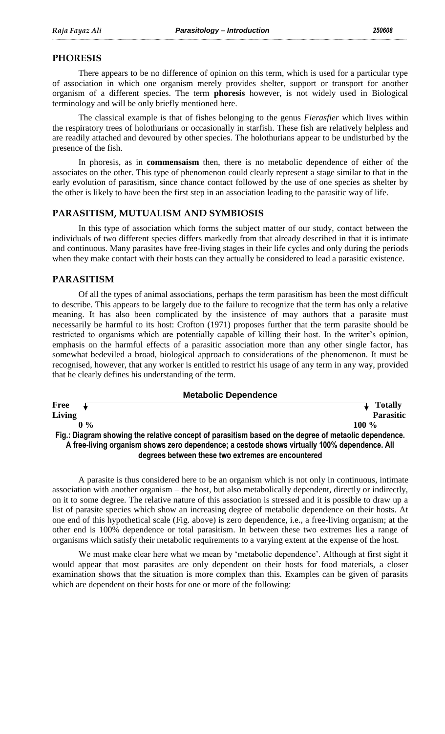## PHORESIS

There appears to be no difference of opinion on this term, which is used for a particular type of association in which one organism merely provides shelter, support or transport for another organism of a different species. The term **phoresis** however, is not widely used in Biological terminology and will be only briefly mentioned here.

The classical example is that of fishes belonging to the genus *Fierasfier* which lives within the respiratory trees of holothurians or occasionally in starfish. These fish are relatively helpless and are readily attached and devoured by other species. The holothurians appear to be undisturbed by the presence of the fish.

In phoresis, as in **commensaism** then, there is no metabolic dependence of either of the associates on the other. This type of phenomenon could clearly represent a stage similar to that in the early evolution of parasitism, since chance contact followed by the use of one species as shelter by the other is likely to have been the first step in an association leading to the parasitic way of life.

## PARASITISM, MUTUALISM AND SYMBIOSIS

In this type of association which forms the subject matter of our study, contact between the individuals of two different species differs markedly from that already described in that it is intimate and continuous. Many parasites have free-living stages in their life cycles and only during the periods when they make contact with their hosts can they actually be considered to lead a parasitic existence.

## PARASITISM

Of all the types of animal associations, perhaps the term parasitism has been the most difficult to describe. This appears to be largely due to the failure to recognize that the term has only a relative meaning. It has also been complicated by the insistence of may authors that a parasite must necessarily be harmful to its host: Crofton (1971) proposes further that the term parasite should be restricted to organisms which are potentially capable of killing their host. In the writer's opinion, emphasis on the harmful effects of a parasitic association more than any other single factor, has somewhat bedeviled a broad, biological approach to considerations of the phenomenon. It must be recognised, however, that any worker is entitled to restrict his usage of any term in any way, provided that he clearly defines his understanding of the term.

**Metabolic Dependence**

**Free Living** **0 %** ——————————————————— **Totally Parasitic** **100 %**

**Fig.: Diagram showing the relative concept of parasitism based on the degree of metaolic dependence. A free-living organism shows zero dependence; a cestode shows virtually 100% dependence. All degrees between these two extremes are encountered**

A parasite is thus considered here to be an organism which is not only in continuous, intimate association with another organism – the host, but also metabolically dependent, directly or indirectly, on it to some degree. The relative nature of this association is stressed and it is possible to draw up a list of parasite species which show an increasing degree of metabolic dependence on their hosts. At one end of this hypothetical scale (Fig. above) is zero dependence, i.e., a free-living organism; at the other end is 100% dependence or total parasitism. In between these two extremes lies a range of organisms which satisfy their metabolic requirements to a varying extent at the expense of the host.

We must make clear here what we mean by 'metabolic dependence'. Although at first sight it would appear that most parasites are only dependent on their hosts for food materials, a closer examination shows that the situation is more complex than this. Examples can be given of parasites which are dependent on their hosts for one or more of the following: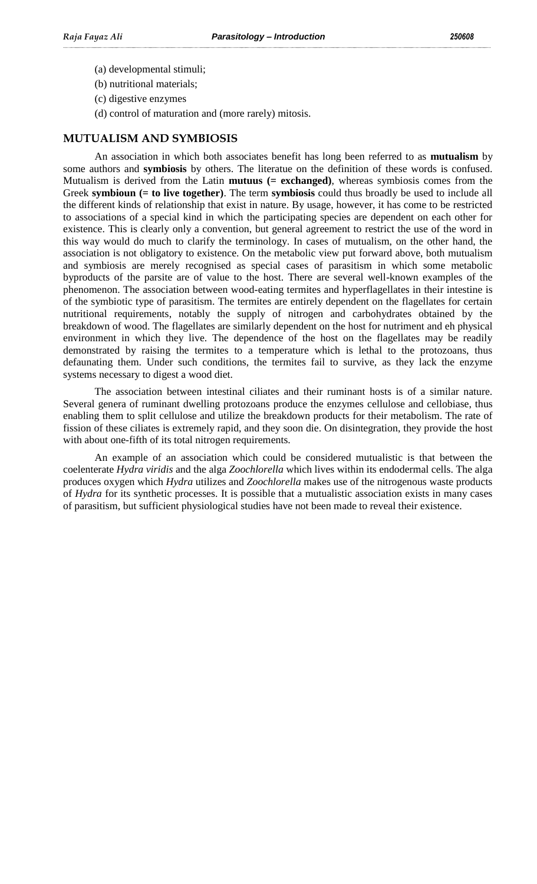(a) developmental stimuli;

(b) nutritional materials;

(c) digestive enzymes

(d) control of maturation and (more rarely) mitosis.

## MUTUALISM AND SYMBIOSIS

An association in which both associates benefit has long been referred to as **mutualism** by some authors and **symbiosis** by others. The literatue on the definition of these words is confused. Mutualism is derived from the Latin **mutuus (= exchanged)**, whereas symbiosis comes from the Greek **symbioun (= to live together)**. The term **symbiosis** could thus broadly be used to include all the different kinds of relationship that exist in nature. By usage, however, it has come to be restricted to associations of a special kind in which the participating species are dependent on each other for existence. This is clearly only a convention, but general agreement to restrict the use of the word in this way would do much to clarify the terminology. In cases of mutualism, on the other hand, the association is not obligatory to existence. On the metabolic view put forward above, both mutualism and symbiosis are merely recognised as special cases of parasitism in which some metabolic byproducts of the parsite are of value to the host. There are several well-known examples of the phenomenon. The association between wood-eating termites and hyperflagellates in their intestine is of the symbiotic type of parasitism. The termites are entirely dependent on the flagellates for certain nutritional requirements, notably the supply of nitrogen and carbohydrates obtained by the breakdown of wood. The flagellates are similarly dependent on the host for nutriment and eh physical environment in which they live. The dependence of the host on the flagellates may be readily demonstrated by raising the termites to a temperature which is lethal to the protozoans, thus defaunating them. Under such conditions, the termites fail to survive, as they lack the enzyme systems necessary to digest a wood diet.

The association between intestinal ciliates and their ruminant hosts is of a similar nature. Several genera of ruminant dwelling protozoans produce the enzymes cellulose and cellobiase, thus enabling them to split cellulose and utilize the breakdown products for their metabolism. The rate of fission of these ciliates is extremely rapid, and they soon die. On disintegration, they provide the host with about one-fifth of its total nitrogen requirements.

An example of an association which could be considered mutualistic is that between the coelenterate *Hydra viridis* and the alga *Zoochlorella* which lives within its endodermal cells. The alga produces oxygen which *Hydra* utilizes and *Zoochlorella* makes use of the nitrogenous waste products of *Hydra* for its synthetic processes. It is possible that a mutualistic association exists in many cases of parasitism, but sufficient physiological studies have not been made to reveal their existence.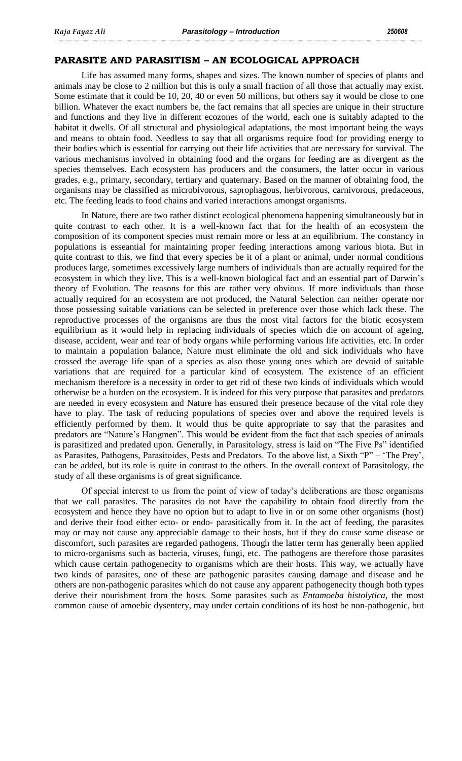## PARASITE AND PARASITISM – AN ECOLOGICAL APPROACH

Life has assumed many forms, shapes and sizes. The known number of species of plants and animals may be close to 2 million but this is only a small fraction of all those that actually may exist. Some estimate that it could be 10, 20, 40 or even 50 millions, but others say it would be close to one billion. Whatever the exact numbers be, the fact remains that all species are unique in their structure and functions and they live in different ecozones of the world, each one is suitably adapted to the habitat it dwells. Of all structural and physiological adaptations, the most important being the ways and means to obtain food. Needless to say that all organisms require food for providing energy to their bodies which is essential for carrying out their life activities that are necessary for survival. The various mechanisms involved in obtaining food and the organs for feeding are as divergent as the species themselves. Each ecosystem has producers and the consumers, the latter occur in various grades, e.g., primary, secondary, tertiary and quaternary. Based on the manner of obtaining food, the organisms may be classified as microbivorous, saprophagous, herbivorous, carnivorous, predaceous, etc. The feeding leads to food chains and varied interactions amongst organisms.

In Nature, there are two rather distinct ecological phenomena happening simultaneously but in quite contrast to each other. It is a well-known fact that for the health of an ecosystem the composition of its component species must remain more or less at an equilibrium. The constancy in populations is esseantial for maintaining proper feeding interactions among various biota. But in quite contrast to this, we find that every species be it of a plant or animal, under normal conditions produces large, sometimes excessively large numbers of individuals than are actually required for the ecosystem in which they live. This is a well-known biological fact and an essential part of Darwin's theory of Evolution. The reasons for this are rather very obvious. If more individuals than those actually required for an ecosystem are not produced, the Natural Selection can neither operate nor those possessing suitable variations can be selected in preference over those which lack these. The reproductive processes of the organisms are thus the most vital factors for the biotic ecosystem equilibrium as it would help in replacing individuals of species which die on account of ageing, disease, accident, wear and tear of body organs while performing various life activities, etc. In order to maintain a population balance, Nature must eliminate the old and sick individuals who have crossed the average life span of a species as also those young ones which are devoid of suitable variations that are required for a particular kind of ecosystem. The existence of an efficient mechanism therefore is a necessity in order to get rid of these two kinds of individuals which would otherwise be a burden on the ecosystem. It is indeed for this very purpose that parasites and predators are needed in every ecosystem and Nature has ensured their presence because of the vital role they have to play. The task of reducing populations of species over and above the required levels is efficiently performed by them. It would thus be quite appropriate to say that the parasites and predators are "Nature's Hangmen". This would be evident from the fact that each species of animals is parasitized and predated upon. Generally, in Parasitology, stress is laid on "The Five Ps" identified as Parasites, Pathogens, Parasitoides, Pests and Predators. To the above list, a Sixth "P" – 'The Prey', can be added, but its role is quite in contrast to the others. In the overall context of Parasitology, the study of all these organisms is of great significance.

Of special interest to us from the point of view of today's deliberations are those organisms that we call parasites. The parasites do not have the capability to obtain food directly from the ecosystem and hence they have no option but to adapt to live in or on some other organisms (host) and derive their food either ecto- or endo- parasitically from it. In the act of feeding, the parasites may or may not cause any appreciable damage to their hosts, but if they do cause some disease or discomfort, such parasites are regarded pathogens. Though the latter term has generally been applied to micro-organisms such as bacteria, viruses, fungi, etc. The pathogens are therefore those parasites which cause certain pathogenecity to organisms which are their hosts. This way, we actually have two kinds of parasites, one of these are pathogenic parasites causing damage and disease and he others are non-pathogenic parasites which do not cause any apparent pathogenecity though both types derive their nourishment from the hosts. Some parasites such as *Entamoeba histolytica*, the most common cause of amoebic dysentery, may under certain conditions of its host be non-pathogenic, but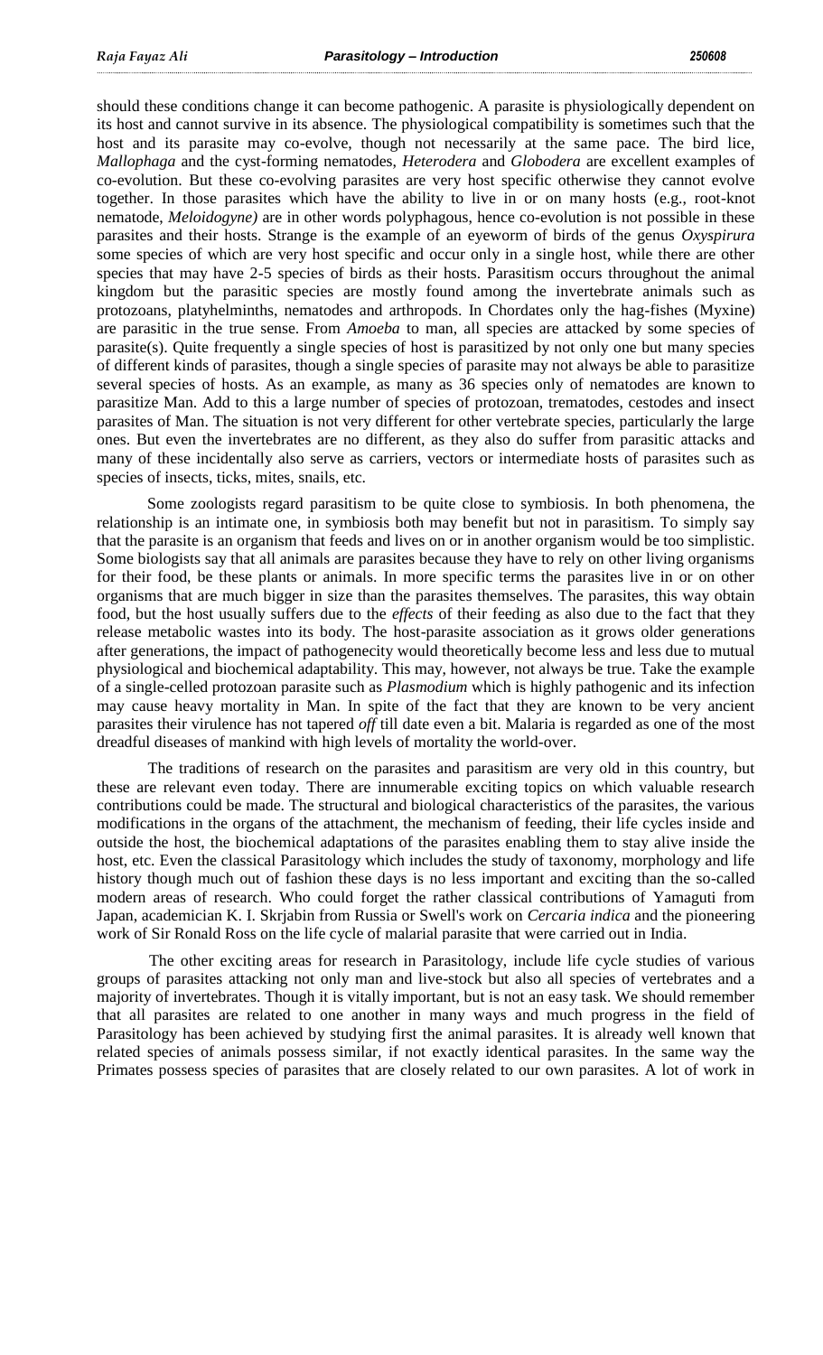should these conditions change it can become pathogenic. A parasite is physiologically dependent on its host and cannot survive in its absence. The physiological compatibility is sometimes such that the host and its parasite may co-evolve, though not necessarily at the same pace. The bird lice, *Mallophaga* and the cyst-forming nematodes, *Heterodera* and *Globodera* are excellent examples of co-evolution. But these co-evolving parasites are very host specific otherwise they cannot evolve together. In those parasites which have the ability to live in or on many hosts (e.g., root-knot nematode, *Meloidogyne)* are in other words polyphagous, hence co-evolution is not possible in these parasites and their hosts. Strange is the example of an eyeworm of birds of the genus *Oxyspirura* some species of which are very host specific and occur only in a single host, while there are other species that may have 2-5 species of birds as their hosts. Parasitism occurs throughout the animal kingdom but the parasitic species are mostly found among the invertebrate animals such as protozoans, platyhelminths, nematodes and arthropods. In Chordates only the hag-fishes (Myxine) are parasitic in the true sense. From *Amoeba* to man, all species are attacked by some species of parasite(s). Quite frequently a single species of host is parasitized by not only one but many species of different kinds of parasites, though a single species of parasite may not always be able to parasitize several species of hosts. As an example, as many as 36 species only of nematodes are known to parasitize Man. Add to this a large number of species of protozoan, trematodes, cestodes and insect parasites of Man. The situation is not very different for other vertebrate species, particularly the large ones. But even the invertebrates are no different, as they also do suffer from parasitic attacks and many of these incidentally also serve as carriers, vectors or intermediate hosts of parasites such as species of insects, ticks, mites, snails, etc.

Some zoologists regard parasitism to be quite close to symbiosis. In both phenomena, the relationship is an intimate one, in symbiosis both may benefit but not in parasitism. To simply say that the parasite is an organism that feeds and lives on or in another organism would be too simplistic. Some biologists say that all animals are parasites because they have to rely on other living organisms for their food, be these plants or animals. In more specific terms the parasites live in or on other organisms that are much bigger in size than the parasites themselves. The parasites, this way obtain food, but the host usually suffers due to the *effects* of their feeding as also due to the fact that they release metabolic wastes into its body. The host-parasite association as it grows older generations after generations, the impact of pathogenecity would theoretically become less and less due to mutual physiological and biochemical adaptability. This may, however, not always be true. Take the example of a single-celled protozoan parasite such as *Plasmodium* which is highly pathogenic and its infection may cause heavy mortality in Man. In spite of the fact that they are known to be very ancient parasites their virulence has not tapered *off* till date even a bit. Malaria is regarded as one of the most dreadful diseases of mankind with high levels of mortality the world-over.

The traditions of research on the parasites and parasitism are very old in this country, but these are relevant even today. There are innumerable exciting topics on which valuable research contributions could be made. The structural and biological characteristics of the parasites, the various modifications in the organs of the attachment, the mechanism of feeding, their life cycles inside and outside the host, the biochemical adaptations of the parasites enabling them to stay alive inside the host, etc. Even the classical Parasitology which includes the study of taxonomy, morphology and life history though much out of fashion these days is no less important and exciting than the so-called modern areas of research. Who could forget the rather classical contributions of Yamaguti from Japan, academician K. I. Skrjabin from Russia or Swell's work on *Cercaria indica* and the pioneering work of Sir Ronald Ross on the life cycle of malarial parasite that were carried out in India.

The other exciting areas for research in Parasitology, include life cycle studies of various groups of parasites attacking not only man and live-stock but also all species of vertebrates and a majority of invertebrates. Though it is vitally important, but is not an easy task. We should remember that all parasites are related to one another in many ways and much progress in the field of Parasitology has been achieved by studying first the animal parasites. It is already well known that related species of animals possess similar, if not exactly identical parasites. In the same way the Primates possess species of parasites that are closely related to our own parasites. A lot of work in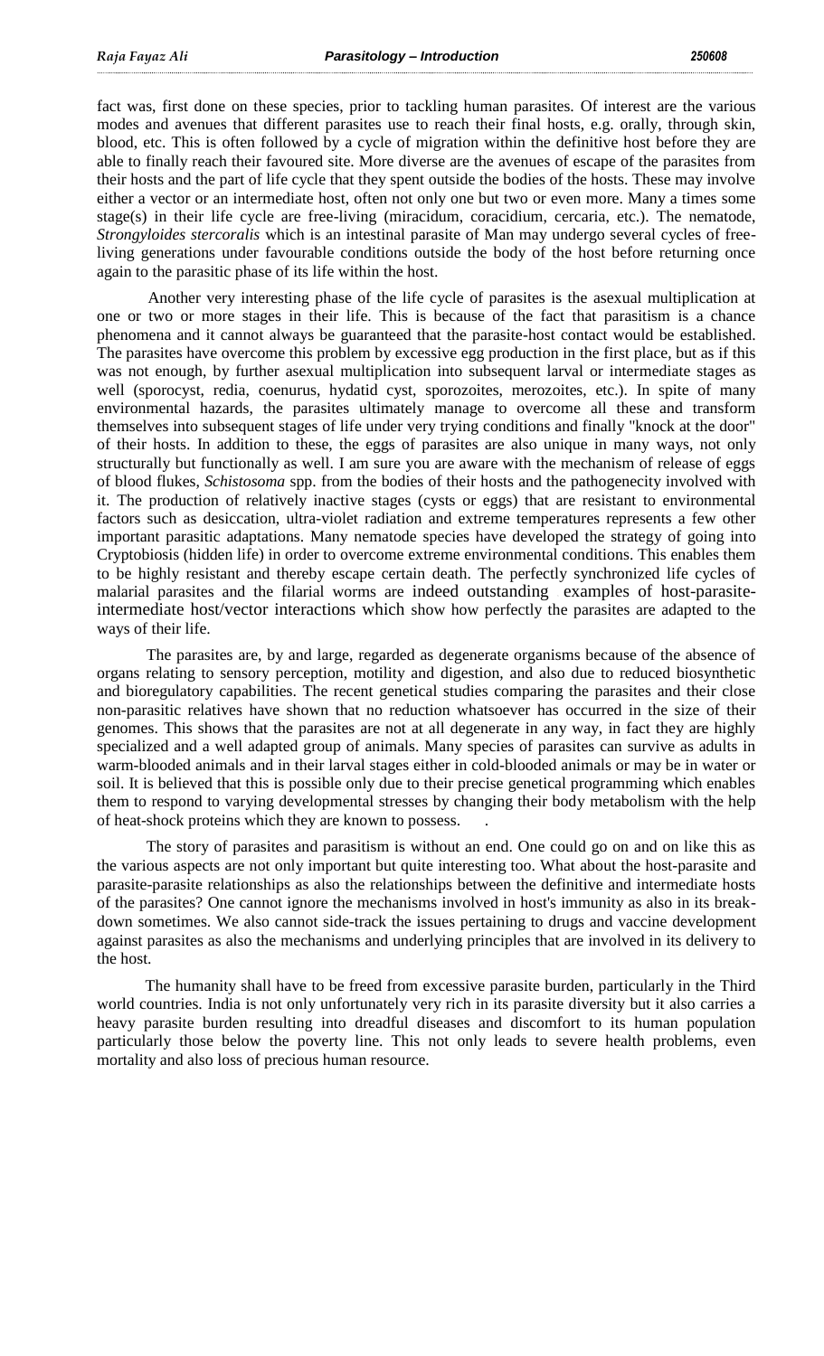fact was, first done on these species, prior to tackling human parasites. Of interest are the various modes and avenues that different parasites use to reach their final hosts, e.g. orally, through skin, blood, etc. This is often followed by a cycle of migration within the definitive host before they are able to finally reach their favoured site. More diverse are the avenues of escape of the parasites from their hosts and the part of life cycle that they spent outside the bodies of the hosts. These may involve either a vector or an intermediate host, often not only one but two or even more. Many a times some stage(s) in their life cycle are free-living (miracidum, coracidium, cercaria, etc.). The nematode, *Strongyloides stercoralis* which is an intestinal parasite of Man may undergo several cycles of free-living generations under favourable conditions outside the body of the host before returning once again to the parasitic phase of its life within the host.

Another very interesting phase of the life cycle of parasites is the asexual multiplication at one or two or more stages in their life. This is because of the fact that parasitism is a chance phenomena and it cannot always be guaranteed that the parasite-host contact would be established. The parasites have overcome this problem by excessive egg production in the first place, but as if this was not enough, by further asexual multiplication into subsequent larval or intermediate stages as well (sporocyst, redia, coenurus, hydatid cyst, sporozoites, merozoites, etc.). In spite of many environmental hazards, the parasites ultimately manage to overcome all these and transform themselves into subsequent stages of life under very trying conditions and finally "knock at the door" of their hosts. In addition to these, the eggs of parasites are also unique in many ways, not only structurally but functionally as well. I am sure you are aware with the mechanism of release of eggs of blood flukes, *Schistosoma* spp. from the bodies of their hosts and the pathogenecity involved with it. The production of relatively inactive stages (cysts or eggs) that are resistant to environmental factors such as desiccation, ultra-violet radiation and extreme temperatures represents a few other important parasitic adaptations. Many nematode species have developed the strategy of going into Cryptobiosis (hidden life) in order to overcome extreme environmental conditions. This enables them to be highly resistant and thereby escape certain death. The perfectly synchronized life cycles of malarial parasites and the filarial worms are indeed outstanding examples of host-parasite-intermediate host/vector interactions which show how perfectly the parasites are adapted to the ways of their life.

The parasites are, by and large, regarded as degenerate organisms because of the absence of organs relating to sensory perception, motility and digestion, and also due to reduced biosynthetic and bioregulatory capabilities. The recent genetical studies comparing the parasites and their close non-parasitic relatives have shown that no reduction whatsoever has occurred in the size of their genomes. This shows that the parasites are not at all degenerate in any way, in fact they are highly specialized and a well adapted group of animals. Many species of parasites can survive as adults in warm-blooded animals and in their larval stages either in cold-blooded animals or may be in water or soil. It is believed that this is possible only due to their precise genetical programming which enables them to respond to varying developmental stresses by changing their body metabolism with the help of heat-shock proteins which they are known to possess.

The story of parasites and parasitism is without an end. One could go on and on like this as the various aspects are not only important but quite interesting too. What about the host-parasite and parasite-parasite relationships as also the relationships between the definitive and intermediate hosts of the parasites? One cannot ignore the mechanisms involved in host's immunity as also in its break-down sometimes. We also cannot side-track the issues pertaining to drugs and vaccine development against parasites as also the mechanisms and underlying principles that are involved in its delivery to the host.

The humanity shall have to be freed from excessive parasite burden, particularly in the Third world countries. India is not only unfortunately very rich in its parasite diversity but it also carries a heavy parasite burden resulting into dreadful diseases and discomfort to its human population particularly those below the poverty line. This not only leads to severe health problems, even mortality and also loss of precious human resource.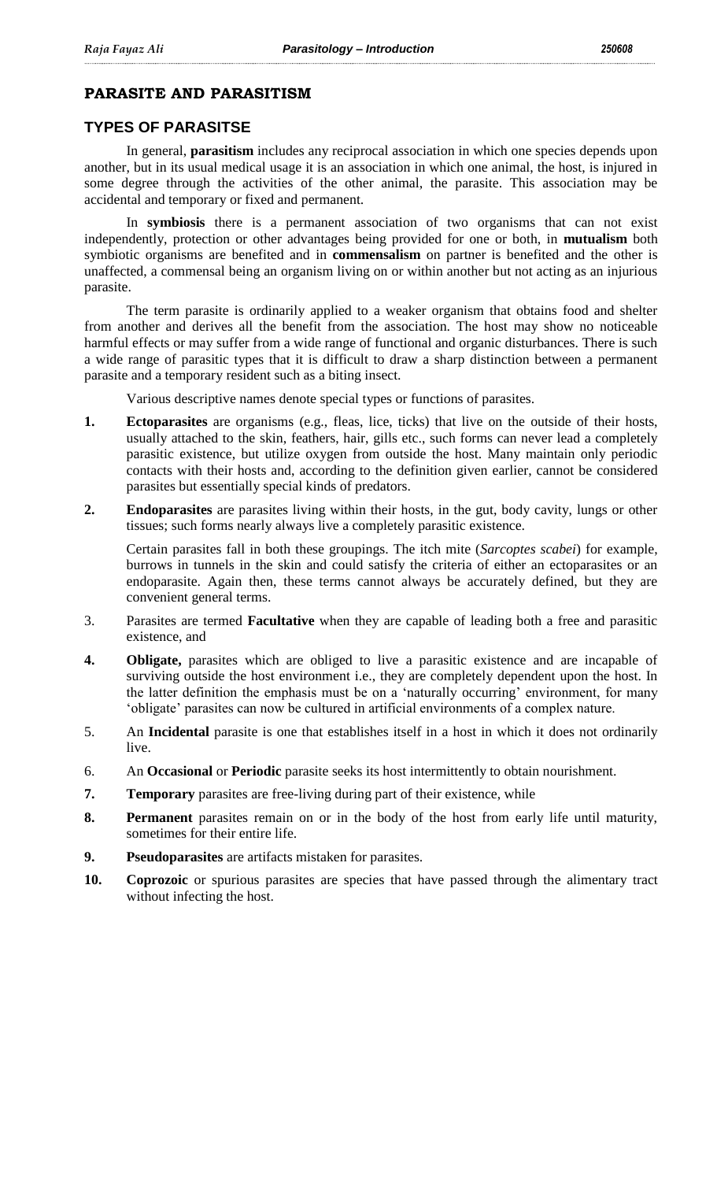## PARASITE AND PARASITISM

### TYPES OF PARASITSE

In general, **parasitism** includes any reciprocal association in which one species depends upon another, but in its usual medical usage it is an association in which one animal, the host, is injured in some degree through the activities of the other animal, the parasite. This association may be accidental and temporary or fixed and permanent.

In **symbiosis** there is a permanent association of two organisms that can not exist independently, protection or other advantages being provided for one or both, in **mutualism** both symbiotic organisms are benefited and in **commensalism** on partner is benefited and the other is unaffected, a commensal being an organism living on or within another but not acting as an injurious parasite.

The term parasite is ordinarily applied to a weaker organism that obtains food and shelter from another and derives all the benefit from the association. The host may show no noticeable harmful effects or may suffer from a wide range of functional and organic disturbances. There is such a wide range of parasitic types that it is difficult to draw a sharp distinction between a permanent parasite and a temporary resident such as a biting insect.

Various descriptive names denote special types or functions of parasites.

1. **Ectoparasites** are organisms (e.g., fleas, lice, ticks) that live on the outside of their hosts, usually attached to the skin, feathers, hair, gills etc., such forms can never lead a completely parasitic existence, but utilize oxygen from outside the host. Many maintain only periodic contacts with their hosts and, according to the definition given earlier, cannot be considered parasites but essentially special kinds of predators.

2. **Endoparasites** are parasites living within their hosts, in the gut, body cavity, lungs or other tissues; such forms nearly always live a completely parasitic existence.

   Certain parasites fall in both these groupings. The itch mite (*Sarcoptes scabei*) for example, burrows in tunnels in the skin and could satisfy the criteria of either an ectoparasites or an endoparasite. Again then, these terms cannot always be accurately defined, but they are convenient general terms.

3. Parasites are termed **Facultative** when they are capable of leading both a free and parasitic existence, and

4. **Obligate,** parasites which are obliged to live a parasitic existence and are incapable of surviving outside the host environment i.e., they are completely dependent upon the host. In the latter definition the emphasis must be on a 'naturally occurring' environment, for many 'obligate' parasites can now be cultured in artificial environments of a complex nature.

5. An **Incidental** parasite is one that establishes itself in a host in which it does not ordinarily live.

6. An **Occasional** or **Periodic** parasite seeks its host intermittently to obtain nourishment.

7. **Temporary** parasites are free-living during part of their existence, while

8. **Permanent** parasites remain on or in the body of the host from early life until maturity, sometimes for their entire life.

9. **Pseudoparasites** are artifacts mistaken for parasites.

10. **Coprozoic** or spurious parasites are species that have passed through the alimentary tract without infecting the host.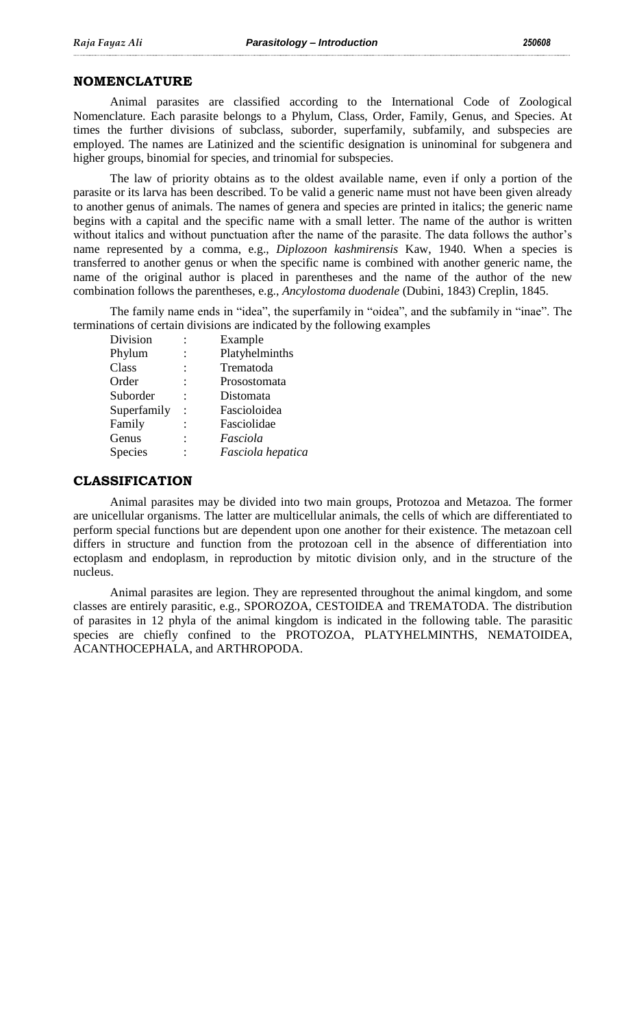## NOMENCLATURE

Animal parasites are classified according to the International Code of Zoological Nomenclature. Each parasite belongs to a Phylum, Class, Order, Family, Genus, and Species. At times the further divisions of subclass, suborder, superfamily, subfamily, and subspecies are employed. The names are Latinized and the scientific designation is uninominal for subgenera and higher groups, binomial for species, and trinomial for subspecies.

The law of priority obtains as to the oldest available name, even if only a portion of the parasite or its larva has been described. To be valid a generic name must not have been given already to another genus of animals. The names of genera and species are printed in italics; the generic name begins with a capital and the specific name with a small letter. The name of the author is written without italics and without punctuation after the name of the parasite. The data follows the author's name represented by a comma, e.g., *Diplozoon kashmirensis* Kaw, 1940. When a species is transferred to another genus or when the specific name is combined with another generic name, the name of the original author is placed in parentheses and the name of the author of the new combination follows the parentheses, e.g., *Ancylostoma duodenale* (Dubini, 1843) Creplin, 1845.

The family name ends in "idea", the superfamily in "oidea", and the subfamily in "inae". The terminations of certain divisions are indicated by the following examples

| Division | | Example |
|---|---|---|
| Phylum | : | Platyhelminths |
| Class | : | Trematoda |
| Order | : | Prosostomata |
| Suborder | : | Distomata |
| Superfamily | : | Fascioloidea |
| Family | : | Fasciolidae |
| Genus | : | *Fasciola* |
| Species | : | *Fasciola hepatica* |

## CLASSIFICATION

Animal parasites may be divided into two main groups, Protozoa and Metazoa. The former are unicellular organisms. The latter are multicellular animals, the cells of which are differentiated to perform special functions but are dependent upon one another for their existence. The metazoan cell differs in structure and function from the protozoan cell in the absence of differentiation into ectoplasm and endoplasm, in reproduction by mitotic division only, and in the structure of the nucleus.

Animal parasites are legion. They are represented throughout the animal kingdom, and some classes are entirely parasitic, e.g., SPOROZOA, CESTOIDEA and TREMATODA. The distribution of parasites in 12 phyla of the animal kingdom is indicated in the following table. The parasitic species are chiefly confined to the PROTOZOA, PLATYHELMINTHS, NEMATOIDEA, ACANTHOCEPHALA, and ARTHROPODA.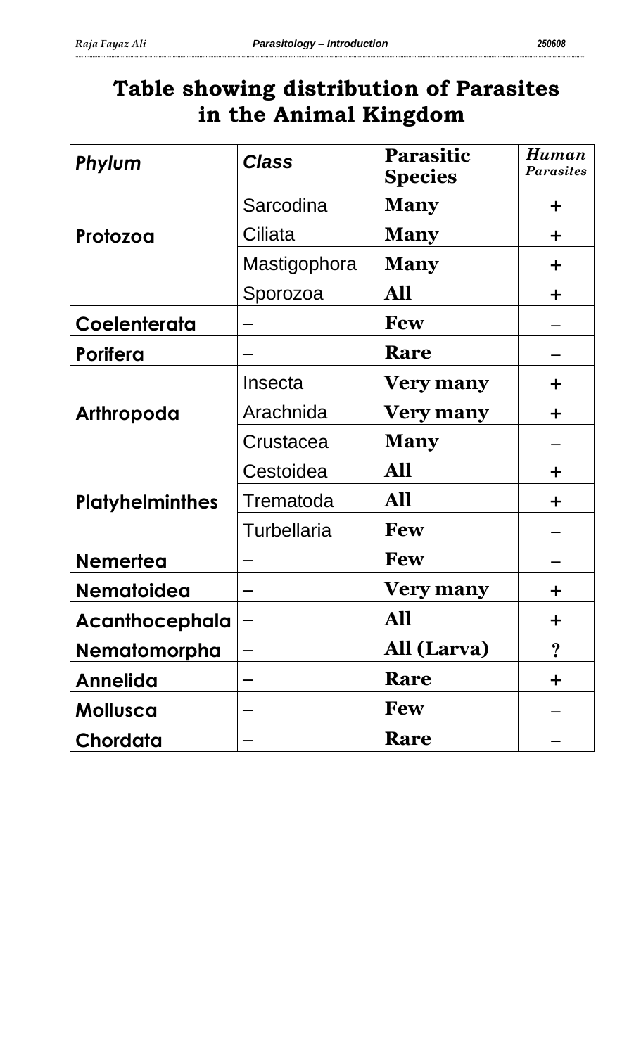# Table showing distribution of Parasites in the Animal Kingdom

| *Phylum* | *Class* | **Parasitic Species** | ***Human Parasites*** |
|---|---|---|---|
| **Protozoa** | Sarcodina | **Many** | + |
| | Ciliata | **Many** | + |
| | Mastigophora | **Many** | + |
| | Sporozoa | **All** | + |
| **Coelenterata** | – | **Few** | – |
| **Porifera** | – | **Rare** | – |
| **Arthropoda** | Insecta | **Very many** | + |
| | Arachnida | **Very many** | + |
| | Crustacea | **Many** | – |
| **Platyhelminthes** | Cestoidea | **All** | + |
| | Trematoda | **All** | + |
| | Turbellaria | **Few** | – |
| **Nemertea** | – | **Few** | – |
| **Nematoidea** | – | **Very many** | + |
| **Acanthocephala** | – | **All** | + |
| **Nematomorpha** | – | **All (Larva)** | ? |
| **Annelida** | – | **Rare** | + |
| **Mollusca** | – | **Few** | – |
| **Chordata** | – | **Rare** | – |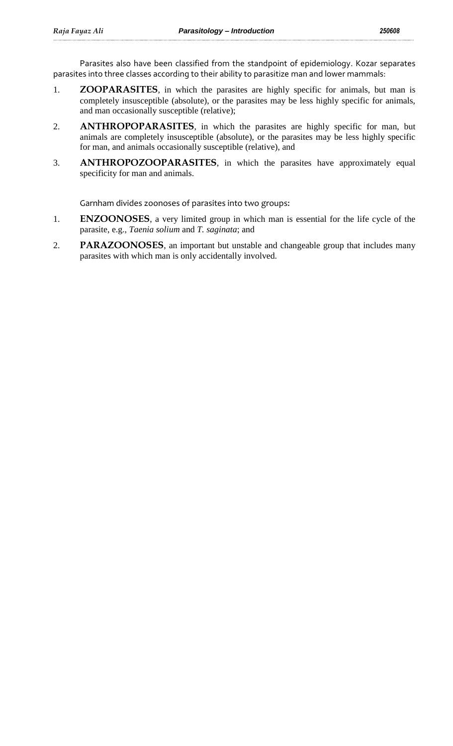Parasites also have been classified from the standpoint of epidemiology. Kozar separates parasites into three classes according to their ability to parasitize man and lower mammals:

1. **ZOOPARASITES**, in which the parasites are highly specific for animals, but man is completely insusceptible (absolute), or the parasites may be less highly specific for animals, and man occasionally susceptible (relative);
2. **ANTHROPOPARASITES**, in which the parasites are highly specific for man, but animals are completely insusceptible (absolute), or the parasites may be less highly specific for man, and animals occasionally susceptible (relative), and
3. **ANTHROPOZOOPARASITES**, in which the parasites have approximately equal specificity for man and animals.

Garnham divides zoonoses of parasites into two groups:

1. **ENZOONOSES**, a very limited group in which man is essential for the life cycle of the parasite, e.g., *Taenia solium* and *T. saginata*; and
2. **PARAZOONOSES**, an important but unstable and changeable group that includes many parasites with which man is only accidentally involved.